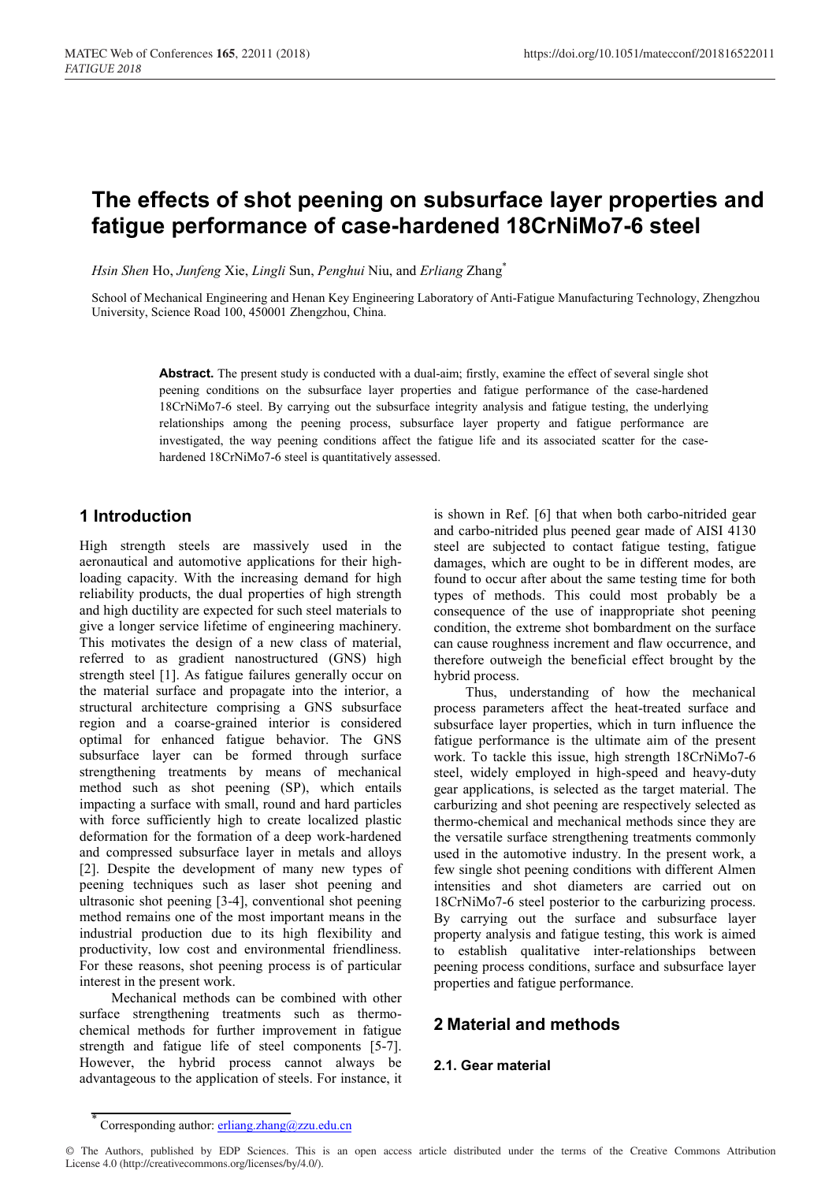# The effects of shot peening on subsurface layer properties and fatigue performance of case-hardened 18CrNiMo7-6 steel

*Hsin Shen* Ho, *Junfeng* Xie, *Lingli* Sun, *Penghui* Niu, and *Erliang* Zhang*

School of Mechanical Engineering and Henan Key Engineering Laboratory of Anti-Fatigue Manufacturing Technology, Zhengzhou University, Science Road 100, 450001 Zhengzhou, China.

**Abstract.** The present study is conducted with a dual-aim; firstly, examine the effect of several single shot peening conditions on the subsurface layer properties and fatigue performance of the case-hardened 18CrNiMo7-6 steel. By carrying out the subsurface integrity analysis and fatigue testing, the underlying relationships among the peening process, subsurface layer property and fatigue performance are investigated, the way peening conditions affect the fatigue life and its associated scatter for the case-hardened 18CrNiMo7-6 steel is quantitatively assessed.

## 1 Introduction

High strength steels are massively used in the aeronautical and automotive applications for their high-loading capacity. With the increasing demand for high reliability products, the dual properties of high strength and high ductility are expected for such steel materials to give a longer service lifetime of engineering machinery. This motivates the design of a new class of material, referred to as gradient nanostructured (GNS) high strength steel [1]. As fatigue failures generally occur on the material surface and propagate into the interior, a structural architecture comprising a GNS subsurface region and a coarse-grained interior is considered optimal for enhanced fatigue behavior. The GNS subsurface layer can be formed through surface strengthening treatments by means of mechanical method such as shot peening (SP), which entails impacting a surface with small, round and hard particles with force sufficiently high to create localized plastic deformation for the formation of a deep work-hardened and compressed subsurface layer in metals and alloys [2]. Despite the development of many new types of peening techniques such as laser shot peening and ultrasonic shot peening [3-4], conventional shot peening method remains one of the most important means in the industrial production due to its high flexibility and productivity, low cost and environmental friendliness. For these reasons, shot peening process is of particular interest in the present work.

Mechanical methods can be combined with other surface strengthening treatments such as thermo-chemical methods for further improvement in fatigue strength and fatigue life of steel components [5-7]. However, the hybrid process cannot always be advantageous to the application of steels. For instance, it is shown in Ref. [6] that when both carbo-nitrided gear and carbo-nitrided plus peened gear made of AISI 4130 steel are subjected to contact fatigue testing, fatigue damages, which are ought to be in different modes, are found to occur after about the same testing time for both types of methods. This could most probably be a consequence of the use of inappropriate shot peening condition, the extreme shot bombardment on the surface can cause roughness increment and flaw occurrence, and therefore outweigh the beneficial effect brought by the hybrid process.

Thus, understanding of how the mechanical process parameters affect the heat-treated surface and subsurface layer properties, which in turn influence the fatigue performance is the ultimate aim of the present work. To tackle this issue, high strength 18CrNiMo7-6 steel, widely employed in high-speed and heavy-duty gear applications, is selected as the target material. The carburizing and shot peening are respectively selected as thermo-chemical and mechanical methods since they are the versatile surface strengthening treatments commonly used in the automotive industry. In the present work, a few single shot peening conditions with different Almen intensities and shot diameters are carried out on 18CrNiMo7-6 steel posterior to the carburizing process. By carrying out the surface and subsurface layer property analysis and fatigue testing, this work is aimed to establish qualitative inter-relationships between peening process conditions, surface and subsurface layer properties and fatigue performance.

## 2 Material and methods

### 2.1. Gear material

* Corresponding author: erliang.zhang@zzu.edu.cn

© The Authors, published by EDP Sciences. This is an open access article distributed under the terms of the Creative Commons Attribution License 4.0 (http://creativecommons.org/licenses/by/4.0/).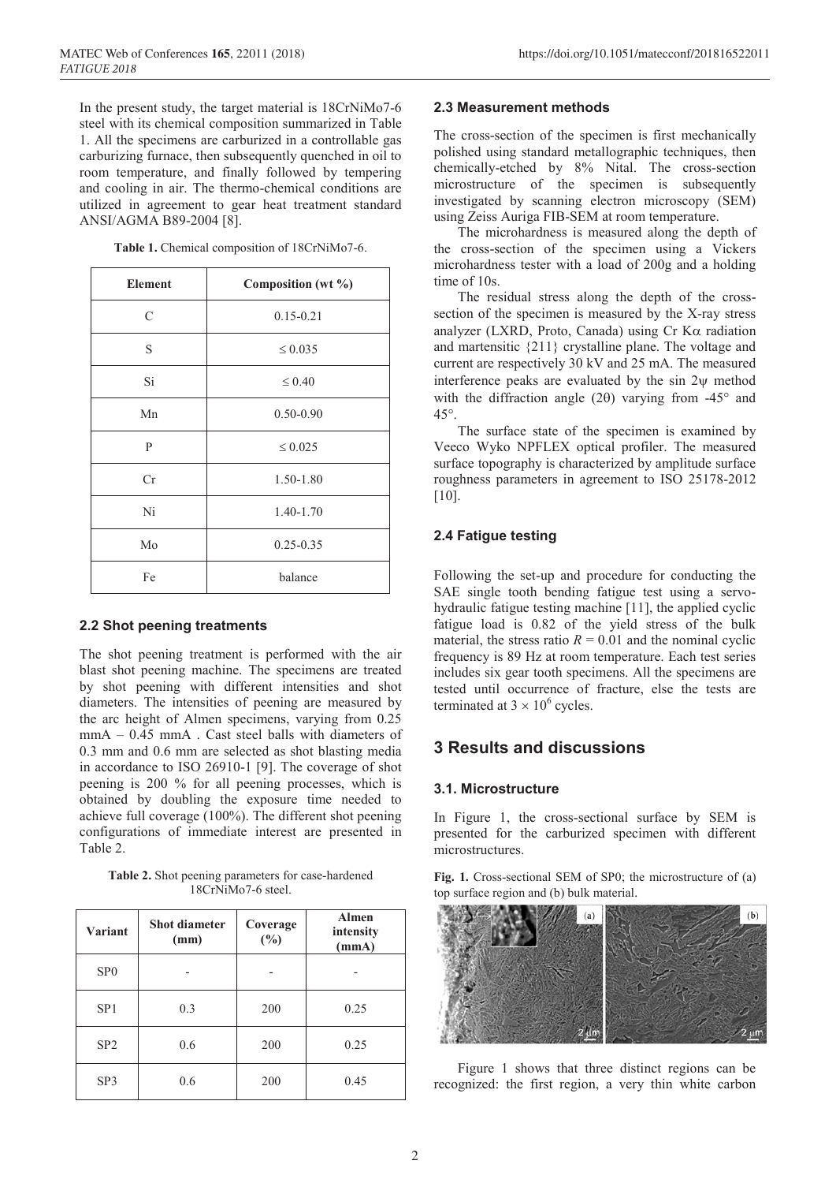In the present study, the target material is 18CrNiMo7-6 steel with its chemical composition summarized in Table 1. All the specimens are carburized in a controllable gas carburizing furnace, then subsequently quenched in oil to room temperature, and finally followed by tempering and cooling in air. The thermo-chemical conditions are utilized in agreement to gear heat treatment standard ANSI/AGMA B89-2004 [8].

**Table 1.** Chemical composition of 18CrNiMo7-6.

| Element | Composition (wt %) |
|---|---|
| C | 0.15-0.21 |
| S | ≤ 0.035 |
| Si | ≤ 0.40 |
| Mn | 0.50-0.90 |
| P | ≤ 0.025 |
| Cr | 1.50-1.80 |
| Ni | 1.40-1.70 |
| Mo | 0.25-0.35 |
| Fe | balance |

### 2.2 Shot peening treatments

The shot peening treatment is performed with the air blast shot peening machine. The specimens are treated by shot peening with different intensities and shot diameters. The intensities of peening are measured by the arc height of Almen specimens, varying from 0.25 mmA – 0.45 mmA . Cast steel balls with diameters of 0.3 mm and 0.6 mm are selected as shot blasting media in accordance to ISO 26910-1 [9]. The coverage of shot peening is 200 % for all peening processes, which is obtained by doubling the exposure time needed to achieve full coverage (100%). The different shot peening configurations of immediate interest are presented in Table 2.

**Table 2.** Shot peening parameters for case-hardened 18CrNiMo7-6 steel.

| Variant | Shot diameter (mm) | Coverage (%) | Almen intensity (mmA) |
|---|---|---|---|
| SP0 | - | - | - |
| SP1 | 0.3 | 200 | 0.25 |
| SP2 | 0.6 | 200 | 0.25 |
| SP3 | 0.6 | 200 | 0.45 |

### 2.3 Measurement methods

The cross-section of the specimen is first mechanically polished using standard metallographic techniques, then chemically-etched by 8% Nital. The cross-section microstructure of the specimen is subsequently investigated by scanning electron microscopy (SEM) using Zeiss Auriga FIB-SEM at room temperature.

The microhardness is measured along the depth of the cross-section of the specimen using a Vickers microhardness tester with a load of 200g and a holding time of 10s.

The residual stress along the depth of the cross-section of the specimen is measured by the X-ray stress analyzer (LXRD, Proto, Canada) using Cr K$\alpha$ radiation and martensitic {211} crystalline plane. The voltage and current are respectively 30 kV and 25 mA. The measured interference peaks are evaluated by the sin $2\psi$ method with the diffraction angle ($2\theta$) varying from -45° and 45°.

The surface state of the specimen is examined by Veeco Wyko NPFLEX optical profiler. The measured surface topography is characterized by amplitude surface roughness parameters in agreement to ISO 25178-2012 [10].

### 2.4 Fatigue testing

Following the set-up and procedure for conducting the SAE single tooth bending fatigue test using a servo-hydraulic fatigue testing machine [11], the applied cyclic fatigue load is 0.82 of the yield stress of the bulk material, the stress ratio $R = 0.01$ and the nominal cyclic frequency is 89 Hz at room temperature. Each test series includes six gear tooth specimens. All the specimens are tested until occurrence of fracture, else the tests are terminated at $3 \times 10^6$ cycles.

## 3 Results and discussions

### 3.1. Microstructure

In Figure 1, the cross-sectional surface by SEM is presented for the carburized specimen with different microstructures.

**Fig. 1.** Cross-sectional SEM of SP0; the microstructure of (a) top surface region and (b) bulk material.

Figure 1 shows that three distinct regions can be recognized: the first region, a very thin white carbon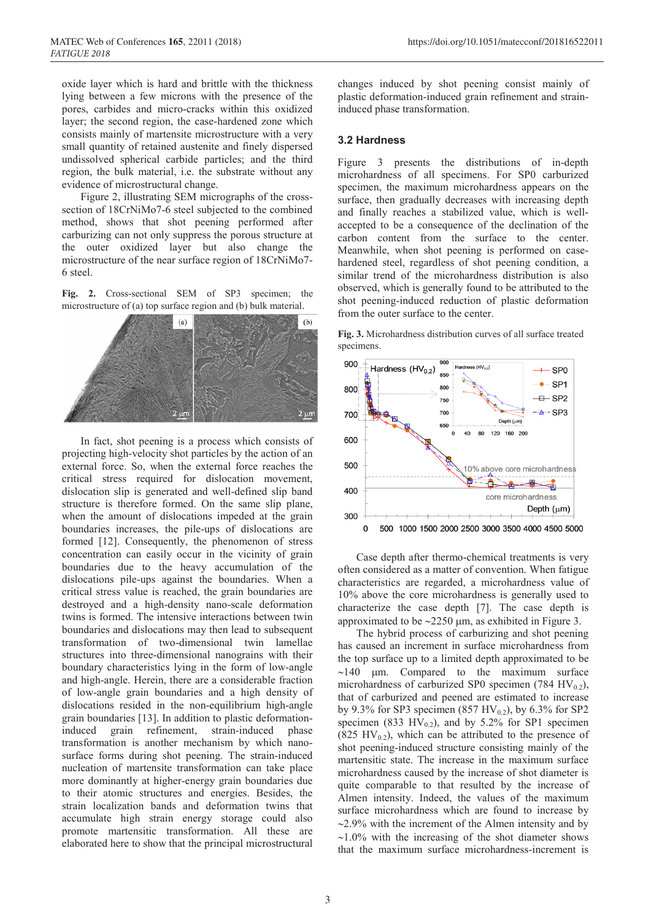oxide layer which is hard and brittle with the thickness lying between a few microns with the presence of the pores, carbides and micro-cracks within this oxidized layer; the second region, the case-hardened zone which consists mainly of martensite microstructure with a very small quantity of retained austenite and finely dispersed undissolved spherical carbide particles; and the third region, the bulk material, i.e. the substrate without any evidence of microstructural change.

Figure 2, illustrating SEM micrographs of the cross-section of 18CrNiMo7-6 steel subjected to the combined method, shows that shot peening performed after carburizing can not only suppress the porous structure at the outer oxidized layer but also change the microstructure of the near surface region of 18CrNiMo7-6 steel.

**Fig. 2.** Cross-sectional SEM of SP3 specimen; the microstructure of (a) top surface region and (b) bulk material.

In fact, shot peening is a process which consists of projecting high-velocity shot particles by the action of an external force. So, when the external force reaches the critical stress required for dislocation movement, dislocation slip is generated and well-defined slip band structure is therefore formed. On the same slip plane, when the amount of dislocations impeded at the grain boundaries increases, the pile-ups of dislocations are formed [12]. Consequently, the phenomenon of stress concentration can easily occur in the vicinity of grain boundaries due to the heavy accumulation of the dislocations pile-ups against the boundaries. When a critical stress value is reached, the grain boundaries are destroyed and a high-density nano-scale deformation twins is formed. The intensive interactions between twin boundaries and dislocations may then lead to subsequent transformation of two-dimensional twin lamellae structures into three-dimensional nanograins with their boundary characteristics lying in the form of low-angle and high-angle. Herein, there are a considerable fraction of low-angle grain boundaries and a high density of dislocations resided in the non-equilibrium high-angle grain boundaries [13]. In addition to plastic deformation-induced grain refinement, strain-induced phase transformation is another mechanism by which nano-surface forms during shot peening. The strain-induced nucleation of martensite transformation can take place more dominantly at higher-energy grain boundaries due to their atomic structures and energies. Besides, the strain localization bands and deformation twins that accumulate high strain energy storage could also promote martensitic transformation. All these are elaborated here to show that the principal microstructural changes induced by shot peening consist mainly of plastic deformation-induced grain refinement and strain-induced phase transformation.

## 3.2 Hardness

Figure 3 presents the distributions of in-depth microhardness of all specimens. For SP0 carburized specimen, the maximum microhardness appears on the surface, then gradually decreases with increasing depth and finally reaches a stabilized value, which is well-accepted to be a consequence of the declination of the carbon content from the surface to the center. Meanwhile, when shot peening is performed on case-hardened steel, regardless of shot peening condition, a similar trend of the microhardness distribution is also observed, which is generally found to be attributed to the shot peening-induced reduction of plastic deformation from the outer surface to the center.

**Fig. 3.** Microhardness distribution curves of all surface treated specimens.

Case depth after thermo-chemical treatments is very often considered as a matter of convention. When fatigue characteristics are regarded, a microhardness value of 10% above the core microhardness is generally used to characterize the case depth [7]. The case depth is approximated to be ~2250 μm, as exhibited in Figure 3.

The hybrid process of carburizing and shot peening has caused an increment in surface microhardness from the top surface up to a limited depth approximated to be ~140 μm. Compared to the maximum surface microhardness of carburized SP0 specimen (784 $HV_{0.2}$), that of carburized and peened are estimated to increase by 9.3% for SP3 specimen (857 $HV_{0.2}$), by 6.3% for SP2 specimen (833 $HV_{0.2}$), and by 5.2% for SP1 specimen (825 $HV_{0.2}$), which can be attributed to the presence of shot peening-induced structure consisting mainly of the martensitic state. The increase in the maximum surface microhardness caused by the increase of shot diameter is quite comparable to that resulted by the increase of Almen intensity. Indeed, the values of the maximum surface microhardness which are found to increase by ~2.9% with the increment of the Almen intensity and by ~1.0% with the increasing of the shot diameter shows that the maximum surface microhardness-increment is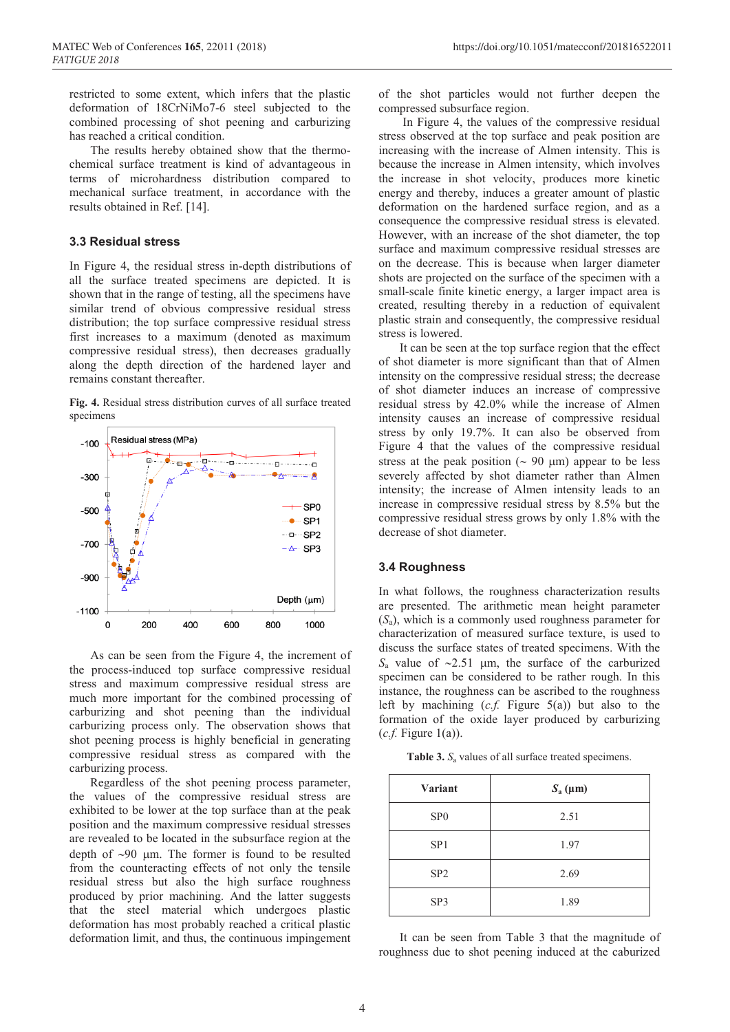restricted to some extent, which infers that the plastic deformation of 18CrNiMo7-6 steel subjected to the combined processing of shot peening and carburizing has reached a critical condition.

The results hereby obtained show that the thermo-chemical surface treatment is kind of advantageous in terms of microhardness distribution compared to mechanical surface treatment, in accordance with the results obtained in Ref. [14].

### 3.3 Residual stress

In Figure 4, the residual stress in-depth distributions of all the surface treated specimens are depicted. It is shown that in the range of testing, all the specimens have similar trend of obvious compressive residual stress distribution; the top surface compressive residual stress first increases to a maximum (denoted as maximum compressive residual stress), then decreases gradually along the depth direction of the hardened layer and remains constant thereafter.

**Fig. 4.** Residual stress distribution curves of all surface treated specimens

Residual stress (MPa)
-100
-300
-500
-700
-900
-1100
0 200 400 600 800 1000
Depth (μm)
SP0
SP1
SP2
SP3

As can be seen from the Figure 4, the increment of the process-induced top surface compressive residual stress and maximum compressive residual stress are much more important for the combined processing of carburizing and shot peening than the individual carburizing process only. The observation shows that shot peening process is highly beneficial in generating compressive residual stress as compared with the carburizing process.

Regardless of the shot peening process parameter, the values of the compressive residual stress are exhibited to be lower at the top surface than at the peak position and the maximum compressive residual stresses are revealed to be located in the subsurface region at the depth of ~90 μm. The former is found to be resulted from the counteracting effects of not only the tensile residual stress but also the high surface roughness produced by prior machining. And the latter suggests that the steel material which undergoes plastic deformation has most probably reached a critical plastic deformation limit, and thus, the continuous impingement of the shot particles would not further deepen the compressed subsurface region.

In Figure 4, the values of the compressive residual stress observed at the top surface and peak position are increasing with the increase of Almen intensity. This is because the increase in Almen intensity, which involves the increase in shot velocity, produces more kinetic energy and thereby, induces a greater amount of plastic deformation on the hardened surface region, and as a consequence the compressive residual stress is elevated. However, with an increase of the shot diameter, the top surface and maximum compressive residual stresses are on the decrease. This is because when larger diameter shots are projected on the surface of the specimen with a small-scale finite kinetic energy, a larger impact area is created, resulting thereby in a reduction of equivalent plastic strain and consequently, the compressive residual stress is lowered.

It can be seen at the top surface region that the effect of shot diameter is more significant than that of Almen intensity on the compressive residual stress; the decrease of shot diameter induces an increase of compressive residual stress by 42.0% while the increase of Almen intensity causes an increase of compressive residual stress by only 19.7%. It can also be observed from Figure 4 that the values of the compressive residual stress at the peak position (~ 90 μm) appear to be less severely affected by shot diameter rather than Almen intensity; the increase of Almen intensity leads to an increase in compressive residual stress by 8.5% but the compressive residual stress grows by only 1.8% with the decrease of shot diameter.

### 3.4 Roughness

In what follows, the roughness characterization results are presented. The arithmetic mean height parameter ($S_a$), which is a commonly used roughness parameter for characterization of measured surface texture, is used to discuss the surface states of treated specimens. With the $S_a$ value of ~2.51 μm, the surface of the carburized specimen can be considered to be rather rough. In this instance, the roughness can be ascribed to the roughness left by machining (*c.f.* Figure 5(a)) but also to the formation of the oxide layer produced by carburizing (*c.f.* Figure 1(a)).

**Table 3.** $S_a$ values of all surface treated specimens.

| Variant | $S_a$ (μm) |
|---|---|
| SP0 | 2.51 |
| SP1 | 1.97 |
| SP2 | 2.69 |
| SP3 | 1.89 |

It can be seen from Table 3 that the magnitude of roughness due to shot peening induced at the caburized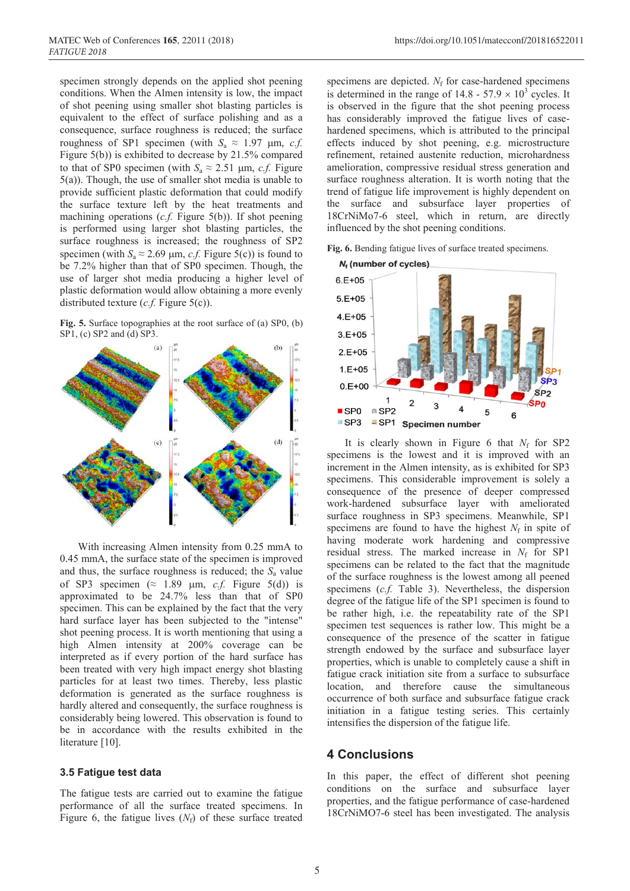specimen strongly depends on the applied shot peening conditions. When the Almen intensity is low, the impact of shot peening using smaller shot blasting particles is equivalent to the effect of surface polishing and as a consequence, surface roughness is reduced; the surface roughness of SP1 specimen (with $S_a \approx 1.97$ µm, *c.f.* Figure 5(b)) is exhibited to decrease by 21.5% compared to that of SP0 specimen (with $S_a \approx 2.51$ µm, *c.f.* Figure 5(a)). Though, the use of smaller shot media is unable to provide sufficient plastic deformation that could modify the surface texture left by the heat treatments and machining operations (*c.f.* Figure 5(b)). If shot peening is performed using larger shot blasting particles, the surface roughness is increased; the roughness of SP2 specimen (with $S_a \approx 2.69$ µm, *c.f.* Figure 5(c)) is found to be 7.2% higher than that of SP0 specimen. Though, the use of larger shot media producing a higher level of plastic deformation would allow obtaining a more evenly distributed texture (*c.f.* Figure 5(c)).

**Fig. 5.** Surface topographies at the root surface of (a) SP0, (b) SP1, (c) SP2 and (d) SP3.

With increasing Almen intensity from 0.25 mmA to 0.45 mmA, the surface state of the specimen is improved and thus, the surface roughness is reduced; the $S_a$ value of SP3 specimen ($\approx$ 1.89 µm, *c.f.* Figure 5(d)) is approximated to be 24.7% less than that of SP0 specimen. This can be explained by the fact that the very hard surface layer has been subjected to the "intense" shot peening process. It is worth mentioning that using a high Almen intensity at 200% coverage can be interpreted as if every portion of the hard surface has been treated with very high impact energy shot blasting particles for at least two times. Thereby, less plastic deformation is generated as the surface roughness is hardly altered and consequently, the surface roughness is considerably being lowered. This observation is found to be in accordance with the results exhibited in the literature [10].

### 3.5 Fatigue test data

The fatigue tests are carried out to examine the fatigue performance of all the surface treated specimens. In Figure 6, the fatigue lives ($N_f$) of these surface treated specimens are depicted. $N_f$ for case-hardened specimens is determined in the range of 14.8 - 57.9 $\times$ $10^3$ cycles. It is observed in the figure that the shot peening process has considerably improved the fatigue lives of case-hardened specimens, which is attributed to the principal effects induced by shot peening, e.g. microstructure refinement, retained austenite reduction, microhardness amelioration, compressive residual stress generation and surface roughness alteration. It is worth noting that the trend of fatigue life improvement is highly dependent on the surface and subsurface layer properties of 18CrNiMo7-6 steel, which in return, are directly influenced by the shot peening conditions.

**Fig. 6.** Bending fatigue lives of surface treated specimens.

It is clearly shown in Figure 6 that $N_f$ for SP2 specimens is the lowest and it is improved with an increment in the Almen intensity, as is exhibited for SP3 specimens. This considerable improvement is solely a consequence of the presence of deeper compressed work-hardened subsurface layer with ameliorated surface roughness in SP3 specimens. Meanwhile, SP1 specimens are found to have the highest $N_f$ in spite of having moderate work hardening and compressive residual stress. The marked increase in $N_f$ for SP1 specimens can be related to the fact that the magnitude of the surface roughness is the lowest among all peened specimens (*c.f.* Table 3). Nevertheless, the dispersion degree of the fatigue life of the SP1 specimen is found to be rather high, i.e. the repeatability rate of the SP1 specimen test sequences is rather low. This might be a consequence of the presence of the scatter in fatigue strength endowed by the surface and subsurface layer properties, which is unable to completely cause a shift in fatigue crack initiation site from a surface to subsurface location, and therefore cause the simultaneous occurrence of both surface and subsurface fatigue crack initiation in a fatigue testing series. This certainly intensifies the dispersion of the fatigue life.

## 4 Conclusions

In this paper, the effect of different shot peening conditions on the surface and subsurface layer properties, and the fatigue performance of case-hardened 18CrNiMO7-6 steel has been investigated. The analysis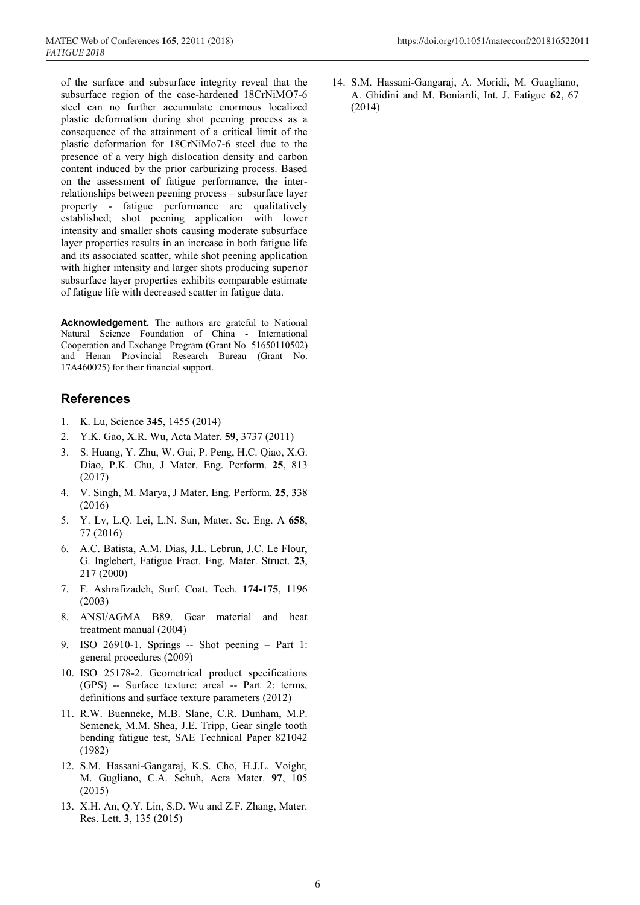of the surface and subsurface integrity reveal that the subsurface region of the case-hardened 18CrNiMO7-6 steel can no further accumulate enormous localized plastic deformation during shot peening process as a consequence of the attainment of a critical limit of the plastic deformation for 18CrNiMo7-6 steel due to the presence of a very high dislocation density and carbon content induced by the prior carburizing process. Based on the assessment of fatigue performance, the inter-relationships between peening process – subsurface layer property - fatigue performance are qualitatively established; shot peening application with lower intensity and smaller shots causing moderate subsurface layer properties results in an increase in both fatigue life and its associated scatter, while shot peening application with higher intensity and larger shots producing superior subsurface layer properties exhibits comparable estimate of fatigue life with decreased scatter in fatigue data.

**Acknowledgement.** The authors are grateful to National Natural Science Foundation of China - International Cooperation and Exchange Program (Grant No. 51650110502) and Henan Provincial Research Bureau (Grant No. 17A460025) for their financial support.

## References

1. K. Lu, Science **345**, 1455 (2014)
2. Y.K. Gao, X.R. Wu, Acta Mater. **59**, 3737 (2011)
3. S. Huang, Y. Zhu, W. Gui, P. Peng, H.C. Qiao, X.G. Diao, P.K. Chu, J Mater. Eng. Perform. **25**, 813 (2017)
4. V. Singh, M. Marya, J Mater. Eng. Perform. **25**, 338 (2016)
5. Y. Lv, L.Q. Lei, L.N. Sun, Mater. Sc. Eng. A **658**, 77 (2016)
6. A.C. Batista, A.M. Dias, J.L. Lebrun, J.C. Le Flour, G. Inglebert, Fatigue Fract. Eng. Mater. Struct. **23**, 217 (2000)
7. F. Ashrafizadeh, Surf. Coat. Tech. **174-175**, 1196 (2003)
8. ANSI/AGMA B89. Gear material and heat treatment manual (2004)
9. ISO 26910-1. Springs -- Shot peening – Part 1: general procedures (2009)
10. ISO 25178-2. Geometrical product specifications (GPS) -- Surface texture: areal -- Part 2: terms, definitions and surface texture parameters (2012)
11. R.W. Buenneke, M.B. Slane, C.R. Dunham, M.P. Semenek, M.M. Shea, J.E. Tripp, Gear single tooth bending fatigue test, SAE Technical Paper 821042 (1982)
12. S.M. Hassani-Gangaraj, K.S. Cho, H.J.L. Voight, M. Gugliano, C.A. Schuh, Acta Mater. **97**, 105 (2015)
13. X.H. An, Q.Y. Lin, S.D. Wu and Z.F. Zhang, Mater. Res. Lett. **3**, 135 (2015)
14. S.M. Hassani-Gangaraj, A. Moridi, M. Guagliano, A. Ghidini and M. Boniardi, Int. J. Fatigue **62**, 67 (2014)